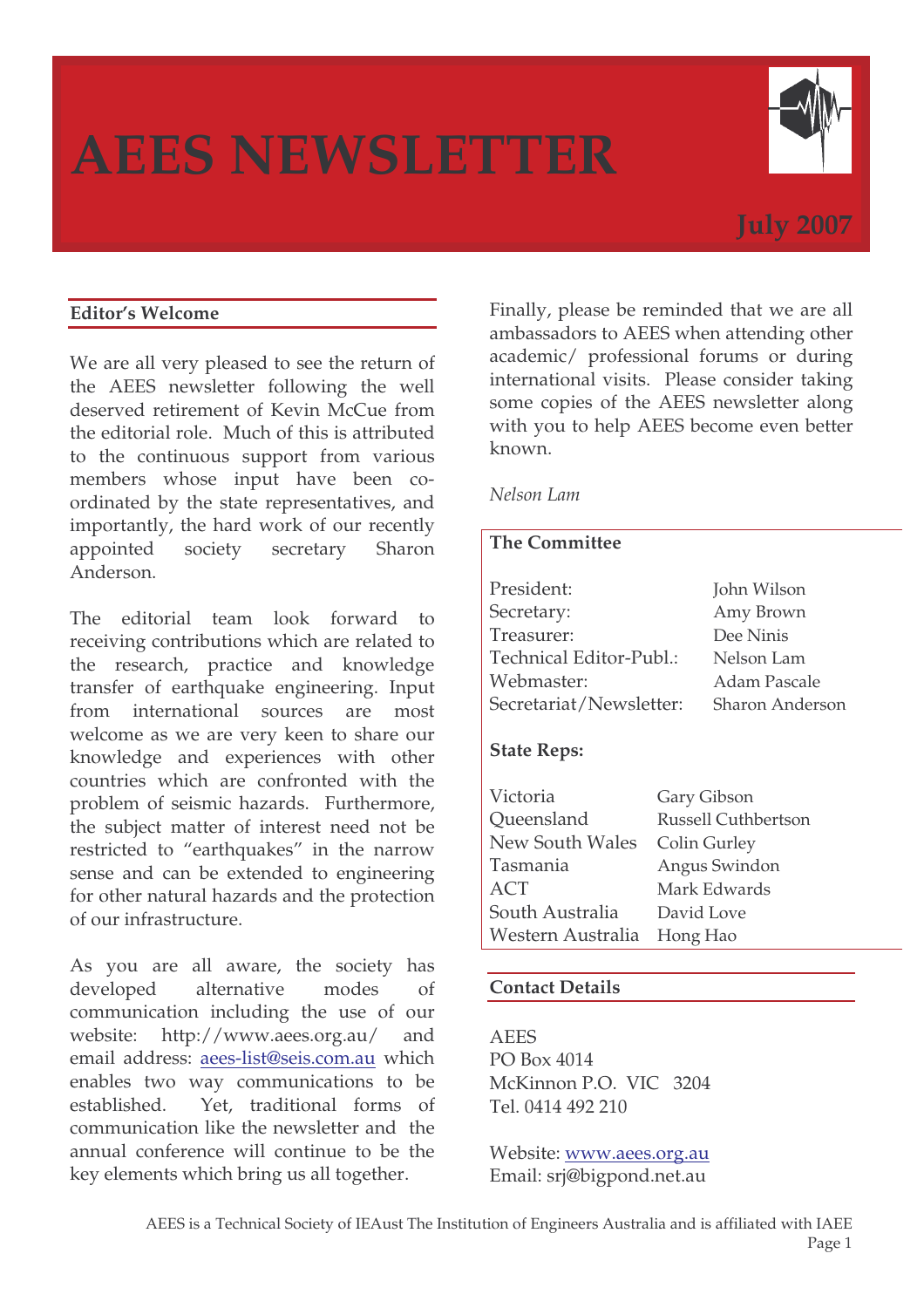# AEES NEWSLETTER

**July 2007**

## Editor's Welcome

We are all very pleased to see the return of the AEES newsletter following the well deserved retirement of Kevin McCue from the editorial role. Much of this is attributed to the continuous support from various members whose input have been co-ordinated by the state representatives, and importantly, the hard work of our recently appointed society secretary Sharon Anderson.

The editorial team look forward to receiving contributions which are related to the research, practice and knowledge transfer of earthquake engineering. Input from international sources are most welcome as we are very keen to share our knowledge and experiences with other countries which are confronted with the problem of seismic hazards. Furthermore, the subject matter of interest need not be restricted to "earthquakes" in the narrow sense and can be extended to engineering for other natural hazards and the protection of our infrastructure.

As you are all aware, the society has developed alternative modes of communication including the use of our website: http://www.aees.org.au/ and email address: aees-list@seis.com.au which enables two way communications to be established. Yet, traditional forms of communication like the newsletter and the annual conference will continue to be the key elements which bring us all together.

Finally, please be reminded that we are all ambassadors to AEES when attending other academic/ professional forums or during international visits. Please consider taking some copies of the AEES newsletter along with you to help AEES become even better known.

*Nelson Lam*

## The Committee

| | |
|---|---|
| President: | John Wilson |
| Secretary: | Amy Brown |
| Treasurer: | Dee Ninis |
| Technical Editor-Publ.: | Nelson Lam |
| Webmaster: | Adam Pascale |
| Secretariat/Newsletter: | Sharon Anderson |

### State Reps:

| | |
|---|---|
| Victoria | Gary Gibson |
| Queensland | Russell Cuthbertson |
| New South Wales | Colin Gurley |
| Tasmania | Angus Swindon |
| ACT | Mark Edwards |
| South Australia | David Love |
| Western Australia | Hong Hao |

## Contact Details

AEES
PO Box 4014
McKinnon P.O. VIC 3204
Tel. 0414 492 210

Website: www.aees.org.au
Email: srj@bigpond.net.au

AEES is a Technical Society of IEAust The Institution of Engineers Australia and is affiliated with IAEE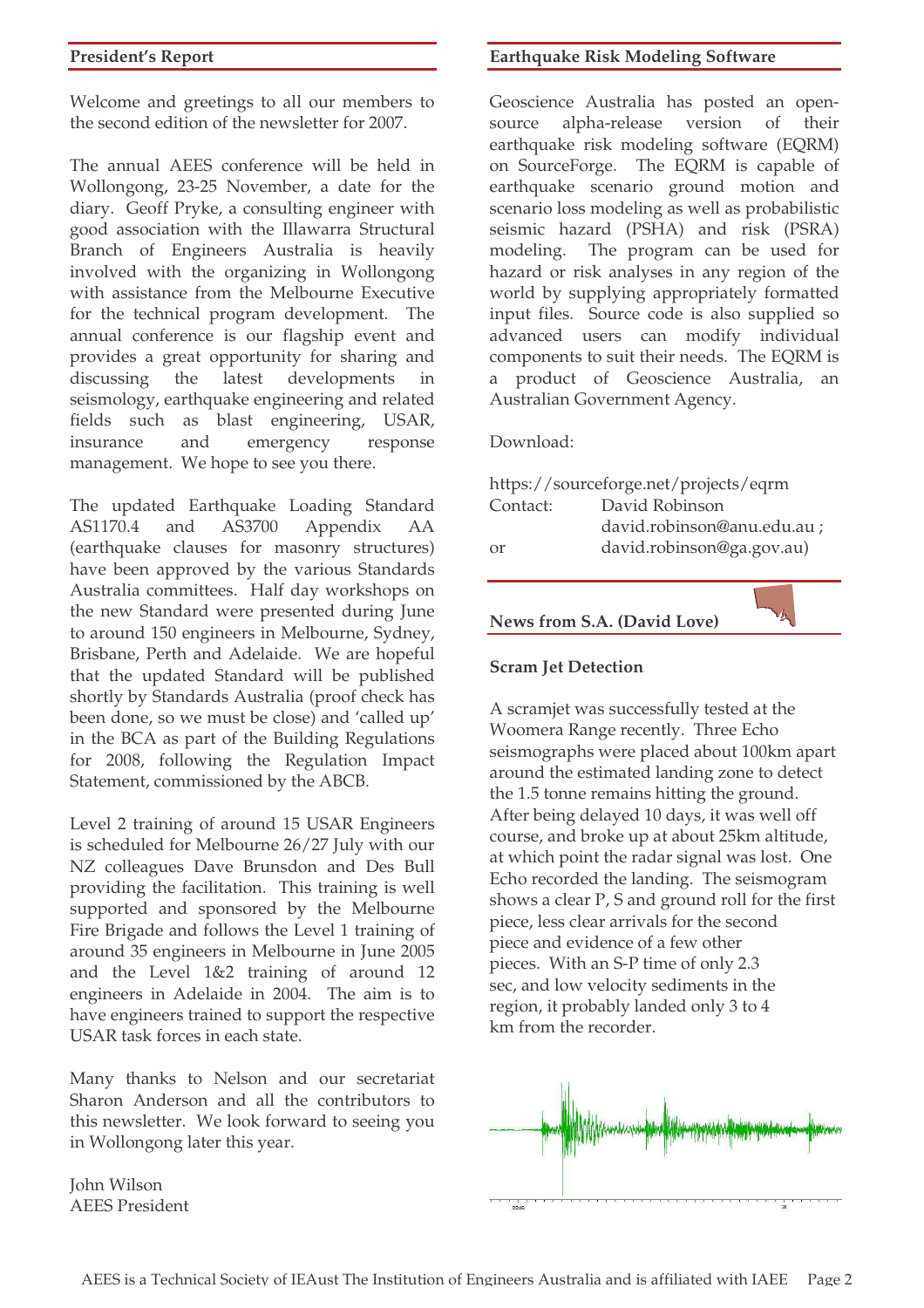## President's Report

Welcome and greetings to all our members to the second edition of the newsletter for 2007.

The annual AEES conference will be held in Wollongong, 23-25 November, a date for the diary. Geoff Pryke, a consulting engineer with good association with the Illawarra Structural Branch of Engineers Australia is heavily involved with the organizing in Wollongong with assistance from the Melbourne Executive for the technical program development. The annual conference is our flagship event and provides a great opportunity for sharing and discussing the latest developments in seismology, earthquake engineering and related fields such as blast engineering, USAR, insurance and emergency response management. We hope to see you there.

The updated Earthquake Loading Standard AS1170.4 and AS3700 Appendix AA (earthquake clauses for masonry structures) have been approved by the various Standards Australia committees. Half day workshops on the new Standard were presented during June to around 150 engineers in Melbourne, Sydney, Brisbane, Perth and Adelaide. We are hopeful that the updated Standard will be published shortly by Standards Australia (proof check has been done, so we must be close) and 'called up' in the BCA as part of the Building Regulations for 2008, following the Regulation Impact Statement, commissioned by the ABCB.

Level 2 training of around 15 USAR Engineers is scheduled for Melbourne 26/27 July with our NZ colleagues Dave Brunsdon and Des Bull providing the facilitation. This training is well supported and sponsored by the Melbourne Fire Brigade and follows the Level 1 training of around 35 engineers in Melbourne in June 2005 and the Level 1&2 training of around 12 engineers in Adelaide in 2004. The aim is to have engineers trained to support the respective USAR task forces in each state.

Many thanks to Nelson and our secretariat Sharon Anderson and all the contributors to this newsletter. We look forward to seeing you in Wollongong later this year.

John Wilson
AEES President

## Earthquake Risk Modeling Software

Geoscience Australia has posted an open-source alpha-release version of their earthquake risk modeling software (EQRM) on SourceForge. The EQRM is capable of earthquake scenario ground motion and scenario loss modeling as well as probabilistic seismic hazard (PSHA) and risk (PSRA) modeling. The program can be used for hazard or risk analyses in any region of the world by supplying appropriately formatted input files. Source code is also supplied so advanced users can modify individual components to suit their needs. The EQRM is a product of Geoscience Australia, an Australian Government Agency.

Download:

https://sourceforge.net/projects/eqrm
Contact: David Robinson
david.robinson@anu.edu.au ;
or david.robinson@ga.gov.au)

## News from S.A. (David Love)

### Scram Jet Detection

A scramjet was successfully tested at the Woomera Range recently. Three Echo seismographs were placed about 100km apart around the estimated landing zone to detect the 1.5 tonne remains hitting the ground. After being delayed 10 days, it was well off course, and broke up at about 25km altitude, at which point the radar signal was lost. One Echo recorded the landing. The seismogram shows a clear P, S and ground roll for the first piece, less clear arrivals for the second piece and evidence of a few other pieces. With an S-P time of only 2.3 sec, and low velocity sediments in the region, it probably landed only 3 to 4 km from the recorder.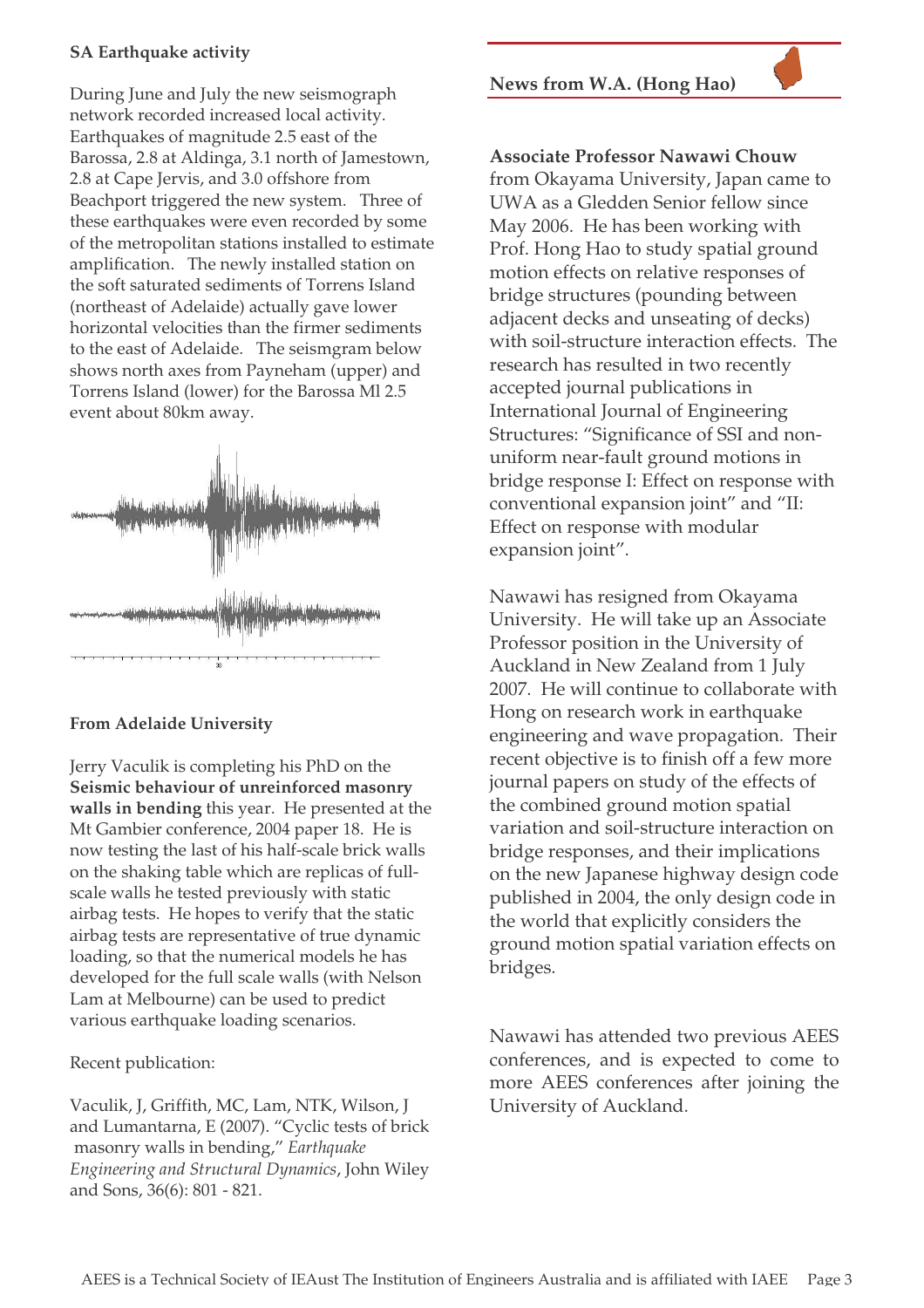**SA Earthquake activity**

During June and July the new seismograph network recorded increased local activity. Earthquakes of magnitude 2.5 east of the Barossa, 2.8 at Aldinga, 3.1 north of Jamestown, 2.8 at Cape Jervis, and 3.0 offshore from Beachport triggered the new system. Three of these earthquakes were even recorded by some of the metropolitan stations installed to estimate amplification. The newly installed station on the soft saturated sediments of Torrens Island (northeast of Adelaide) actually gave lower horizontal velocities than the firmer sediments to the east of Adelaide. The seismgram below shows north axes from Payneham (upper) and Torrens Island (lower) for the Barossa Ml 2.5 event about 80km away.

**From Adelaide University**

Jerry Vaculik is completing his PhD on the **Seismic behaviour of unreinforced masonry walls in bending** this year. He presented at the Mt Gambier conference, 2004 paper 18. He is now testing the last of his half-scale brick walls on the shaking table which are replicas of full-scale walls he tested previously with static airbag tests. He hopes to verify that the static airbag tests are representative of true dynamic loading, so that the numerical models he has developed for the full scale walls (with Nelson Lam at Melbourne) can be used to predict various earthquake loading scenarios.

Recent publication:

Vaculik, J, Griffith, MC, Lam, NTK, Wilson, J and Lumantarna, E (2007). "Cyclic tests of brick masonry walls in bending," *Earthquake Engineering and Structural Dynamics*, John Wiley and Sons, 36(6): 801 - 821.

**News from W.A. (Hong Hao)**

**Associate Professor Nawawi Chouw** from Okayama University, Japan came to UWA as a Gledden Senior fellow since May 2006. He has been working with Prof. Hong Hao to study spatial ground motion effects on relative responses of bridge structures (pounding between adjacent decks and unseating of decks) with soil-structure interaction effects. The research has resulted in two recently accepted journal publications in International Journal of Engineering Structures: "Significance of SSI and non-uniform near-fault ground motions in bridge response I: Effect on response with conventional expansion joint" and "II: Effect on response with modular expansion joint".

Nawawi has resigned from Okayama University. He will take up an Associate Professor position in the University of Auckland in New Zealand from 1 July 2007. He will continue to collaborate with Hong on research work in earthquake engineering and wave propagation. Their recent objective is to finish off a few more journal papers on study of the effects of the combined ground motion spatial variation and soil-structure interaction on bridge responses, and their implications on the new Japanese highway design code published in 2004, the only design code in the world that explicitly considers the ground motion spatial variation effects on bridges.

Nawawi has attended two previous AEES conferences, and is expected to come to more AEES conferences after joining the University of Auckland.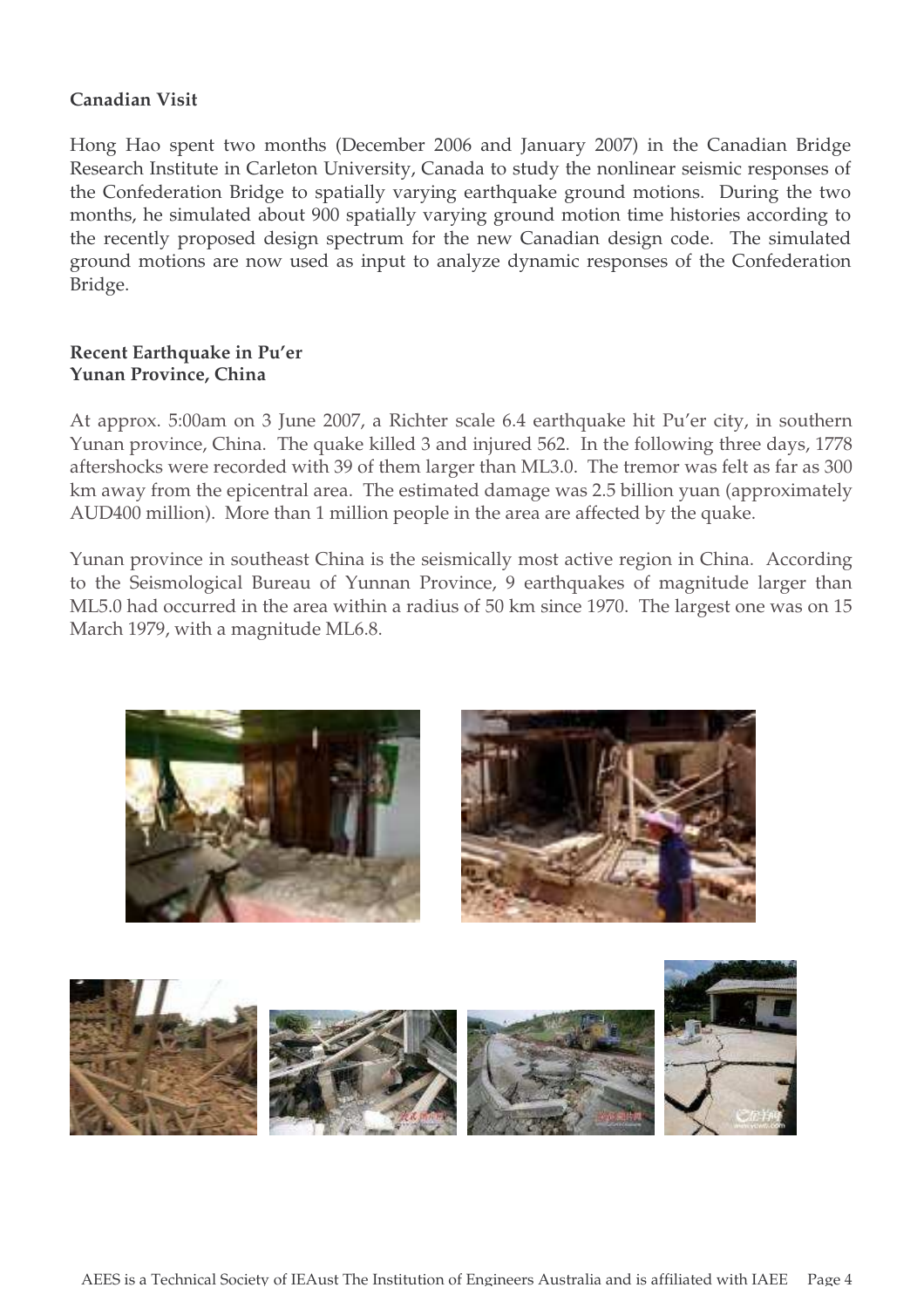**Canadian Visit**

Hong Hao spent two months (December 2006 and January 2007) in the Canadian Bridge Research Institute in Carleton University, Canada to study the nonlinear seismic responses of the Confederation Bridge to spatially varying earthquake ground motions. During the two months, he simulated about 900 spatially varying ground motion time histories according to the recently proposed design spectrum for the new Canadian design code. The simulated ground motions are now used as input to analyze dynamic responses of the Confederation Bridge.

**Recent Earthquake in Pu'er**
**Yunan Province, China**

At approx. 5:00am on 3 June 2007, a Richter scale 6.4 earthquake hit Pu'er city, in southern Yunan province, China. The quake killed 3 and injured 562. In the following three days, 1778 aftershocks were recorded with 39 of them larger than ML3.0. The tremor was felt as far as 300 km away from the epicentral area. The estimated damage was 2.5 billion yuan (approximately AUD400 million). More than 1 million people in the area are affected by the quake.

Yunan province in southeast China is the seismically most active region in China. According to the Seismological Bureau of Yunnan Province, 9 earthquakes of magnitude larger than ML5.0 had occurred in the area within a radius of 50 km since 1970. The largest one was on 15 March 1979, with a magnitude ML6.8.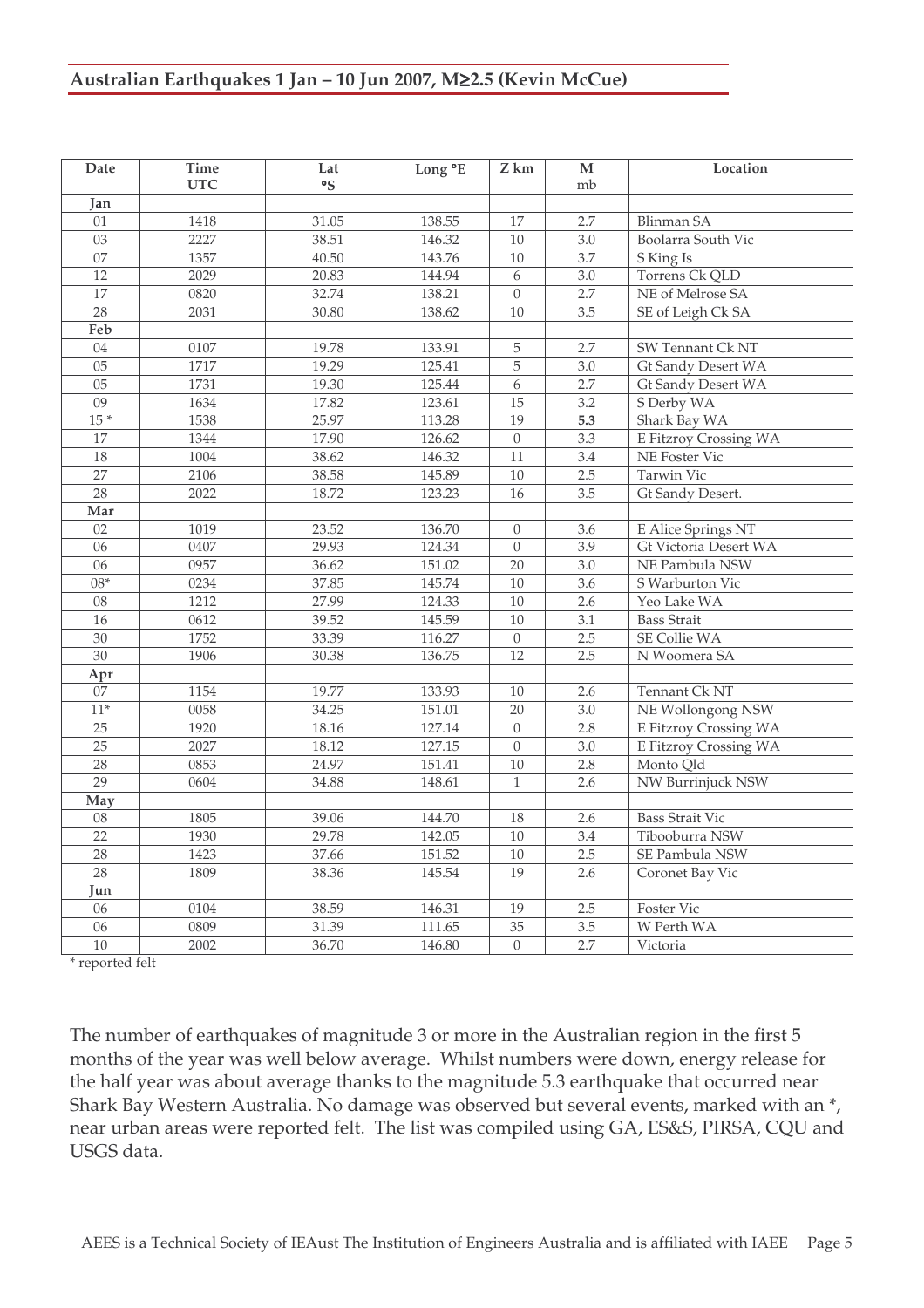## Australian Earthquakes 1 Jan – 10 Jun 2007, M≥2.5 (Kevin McCue)

| Date | Time UTC | Lat °S | Long °E | Z km | M mb | Location |
|---|---|---|---|---|---|---|
| **Jan** | | | | | | |
| 01 | 1418 | 31.05 | 138.55 | 17 | 2.7 | Blinman SA |
| 03 | 2227 | 38.51 | 146.32 | 10 | 3.0 | Boolarra South Vic |
| 07 | 1357 | 40.50 | 143.76 | 10 | 3.7 | S King Is |
| 12 | 2029 | 20.83 | 144.94 | 6 | 3.0 | Torrens Ck QLD |
| 17 | 0820 | 32.74 | 138.21 | 0 | 2.7 | NE of Melrose SA |
| 28 | 2031 | 30.80 | 138.62 | 10 | 3.5 | SE of Leigh Ck SA |
| **Feb** | | | | | | |
| 04 | 0107 | 19.78 | 133.91 | 5 | 2.7 | SW Tennant Ck NT |
| 05 | 1717 | 19.29 | 125.41 | 5 | 3.0 | Gt Sandy Desert WA |
| 05 | 1731 | 19.30 | 125.44 | 6 | 2.7 | Gt Sandy Desert WA |
| 09 | 1634 | 17.82 | 123.61 | 15 | 3.2 | S Derby WA |
| 15 * | 1538 | 25.97 | 113.28 | 19 | **5.3** | Shark Bay WA |
| 17 | 1344 | 17.90 | 126.62 | 0 | 3.3 | E Fitzroy Crossing WA |
| 18 | 1004 | 38.62 | 146.32 | 11 | 3.4 | NE Foster Vic |
| 27 | 2106 | 38.58 | 145.89 | 10 | 2.5 | Tarwin Vic |
| 28 | 2022 | 18.72 | 123.23 | 16 | 3.5 | Gt Sandy Desert. |
| **Mar** | | | | | | |
| 02 | 1019 | 23.52 | 136.70 | 0 | 3.6 | E Alice Springs NT |
| 06 | 0407 | 29.93 | 124.34 | 0 | 3.9 | Gt Victoria Desert WA |
| 06 | 0957 | 36.62 | 151.02 | 20 | 3.0 | NE Pambula NSW |
| 08* | 0234 | 37.85 | 145.74 | 10 | 3.6 | S Warburton Vic |
| 08 | 1212 | 27.99 | 124.33 | 10 | 2.6 | Yeo Lake WA |
| 16 | 0612 | 39.52 | 145.59 | 10 | 3.1 | Bass Strait |
| 30 | 1752 | 33.39 | 116.27 | 0 | 2.5 | SE Collie WA |
| 30 | 1906 | 30.38 | 136.75 | 12 | 2.5 | N Woomera SA |
| **Apr** | | | | | | |
| 07 | 1154 | 19.77 | 133.93 | 10 | 2.6 | Tennant Ck NT |
| 11* | 0058 | 34.25 | 151.01 | 20 | 3.0 | NE Wollongong NSW |
| 25 | 1920 | 18.16 | 127.14 | 0 | 2.8 | E Fitzroy Crossing WA |
| 25 | 2027 | 18.12 | 127.15 | 0 | 3.0 | E Fitzroy Crossing WA |
| 28 | 0853 | 24.97 | 151.41 | 10 | 2.8 | Monto Qld |
| 29 | 0604 | 34.88 | 148.61 | 1 | 2.6 | NW Burrinjuck NSW |
| **May** | | | | | | |
| 08 | 1805 | 39.06 | 144.70 | 18 | 2.6 | Bass Strait Vic |
| 22 | 1930 | 29.78 | 142.05 | 10 | 3.4 | Tibooburra NSW |
| 28 | 1423 | 37.66 | 151.52 | 10 | 2.5 | SE Pambula NSW |
| 28 | 1809 | 38.36 | 145.54 | 19 | 2.6 | Coronet Bay Vic |
| **Jun** | | | | | | |
| 06 | 0104 | 38.59 | 146.31 | 19 | 2.5 | Foster Vic |
| 06 | 0809 | 31.39 | 111.65 | 35 | 3.5 | W Perth WA |
| 10 | 2002 | 36.70 | 146.80 | 0 | 2.7 | Victoria |

* reported felt

The number of earthquakes of magnitude 3 or more in the Australian region in the first 5 months of the year was well below average. Whilst numbers were down, energy release for the half year was about average thanks to the magnitude 5.3 earthquake that occurred near Shark Bay Western Australia. No damage was observed but several events, marked with an *, near urban areas were reported felt. The list was compiled using GA, ES&S, PIRSA, CQU and USGS data.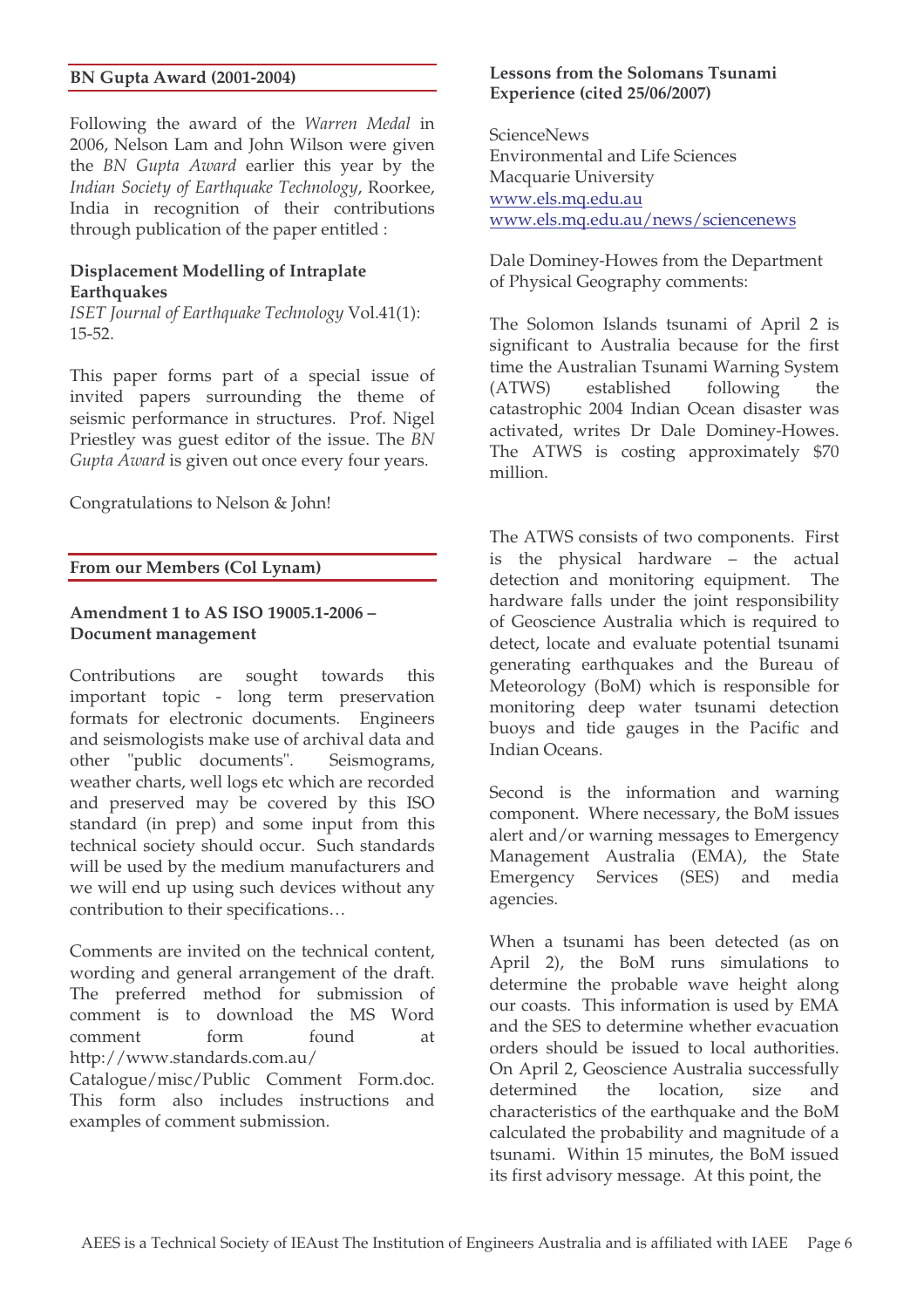## BN Gupta Award (2001-2004)

Following the award of the *Warren Medal* in 2006, Nelson Lam and John Wilson were given the *BN Gupta Award* earlier this year by the *Indian Society of Earthquake Technology*, Roorkee, India in recognition of their contributions through publication of the paper entitled :

**Displacement Modelling of Intraplate Earthquakes**
*ISET Journal of Earthquake Technology* Vol.41(1): 15-52.

This paper forms part of a special issue of invited papers surrounding the theme of seismic performance in structures. Prof. Nigel Priestley was guest editor of the issue. The *BN Gupta Award* is given out once every four years.

Congratulations to Nelson & John!

## From our Members (Col Lynam)

**Amendment 1 to AS ISO 19005.1-2006 – Document management**

Contributions are sought towards this important topic - long term preservation formats for electronic documents. Engineers and seismologists make use of archival data and other "public documents". Seismograms, weather charts, well logs etc which are recorded and preserved may be covered by this ISO standard (in prep) and some input from this technical society should occur. Such standards will be used by the medium manufacturers and we will end up using such devices without any contribution to their specifications…

Comments are invited on the technical content, wording and general arrangement of the draft. The preferred method for submission of comment is to download the MS Word comment form found at http://www.standards.com.au/ Catalogue/misc/Public Comment Form.doc. This form also includes instructions and examples of comment submission.

**Lessons from the Solomans Tsunami Experience (cited 25/06/2007)**

ScienceNews
Environmental and Life Sciences
Macquarie University
www.els.mq.edu.au
www.els.mq.edu.au/news/sciencenews

Dale Dominey-Howes from the Department of Physical Geography comments:

The Solomon Islands tsunami of April 2 is significant to Australia because for the first time the Australian Tsunami Warning System (ATWS) established following the catastrophic 2004 Indian Ocean disaster was activated, writes Dr Dale Dominey-Howes. The ATWS is costing approximately $70 million.

The ATWS consists of two components. First is the physical hardware – the actual detection and monitoring equipment. The hardware falls under the joint responsibility of Geoscience Australia which is required to detect, locate and evaluate potential tsunami generating earthquakes and the Bureau of Meteorology (BoM) which is responsible for monitoring deep water tsunami detection buoys and tide gauges in the Pacific and Indian Oceans.

Second is the information and warning component. Where necessary, the BoM issues alert and/or warning messages to Emergency Management Australia (EMA), the State Emergency Services (SES) and media agencies.

When a tsunami has been detected (as on April 2), the BoM runs simulations to determine the probable wave height along our coasts. This information is used by EMA and the SES to determine whether evacuation orders should be issued to local authorities. On April 2, Geoscience Australia successfully determined the location, size and characteristics of the earthquake and the BoM calculated the probability and magnitude of a tsunami. Within 15 minutes, the BoM issued its first advisory message. At this point, the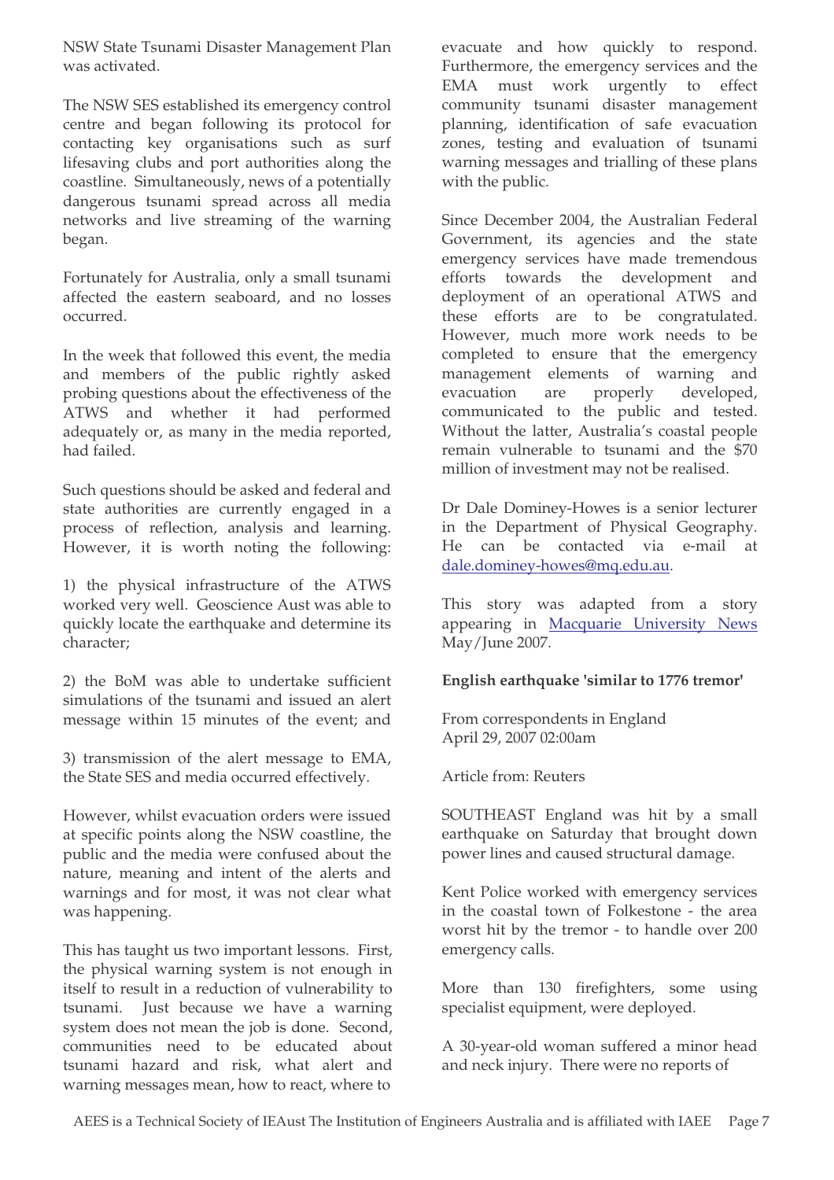NSW State Tsunami Disaster Management Plan was activated.

The NSW SES established its emergency control centre and began following its protocol for contacting key organisations such as surf lifesaving clubs and port authorities along the coastline. Simultaneously, news of a potentially dangerous tsunami spread across all media networks and live streaming of the warning began.

Fortunately for Australia, only a small tsunami affected the eastern seaboard, and no losses occurred.

In the week that followed this event, the media and members of the public rightly asked probing questions about the effectiveness of the ATWS and whether it had performed adequately or, as many in the media reported, had failed.

Such questions should be asked and federal and state authorities are currently engaged in a process of reflection, analysis and learning. However, it is worth noting the following:

1) the physical infrastructure of the ATWS worked very well. Geoscience Aust was able to quickly locate the earthquake and determine its character;

2) the BoM was able to undertake sufficient simulations of the tsunami and issued an alert message within 15 minutes of the event; and

3) transmission of the alert message to EMA, the State SES and media occurred effectively.

However, whilst evacuation orders were issued at specific points along the NSW coastline, the public and the media were confused about the nature, meaning and intent of the alerts and warnings and for most, it was not clear what was happening.

This has taught us two important lessons. First, the physical warning system is not enough in itself to result in a reduction of vulnerability to tsunami. Just because we have a warning system does not mean the job is done. Second, communities need to be educated about tsunami hazard and risk, what alert and warning messages mean, how to react, where to evacuate and how quickly to respond. Furthermore, the emergency services and the EMA must work urgently to effect community tsunami disaster management planning, identification of safe evacuation zones, testing and evaluation of tsunami warning messages and trialling of these plans with the public.

Since December 2004, the Australian Federal Government, its agencies and the state emergency services have made tremendous efforts towards the development and deployment of an operational ATWS and these efforts are to be congratulated. However, much more work needs to be completed to ensure that the emergency management elements of warning and evacuation are properly developed, communicated to the public and tested. Without the latter, Australia's coastal people remain vulnerable to tsunami and the $70 million of investment may not be realised.

Dr Dale Dominey-Howes is a senior lecturer in the Department of Physical Geography. He can be contacted via e-mail at dale.dominey-howes@mq.edu.au.

This story was adapted from a story appearing in Macquarie University News May/June 2007.

**English earthquake 'similar to 1776 tremor'**

From correspondents in England
April 29, 2007 02:00am

Article from: Reuters

SOUTHEAST England was hit by a small earthquake on Saturday that brought down power lines and caused structural damage.

Kent Police worked with emergency services in the coastal town of Folkestone - the area worst hit by the tremor - to handle over 200 emergency calls.

More than 130 firefighters, some using specialist equipment, were deployed.

A 30-year-old woman suffered a minor head and neck injury. There were no reports of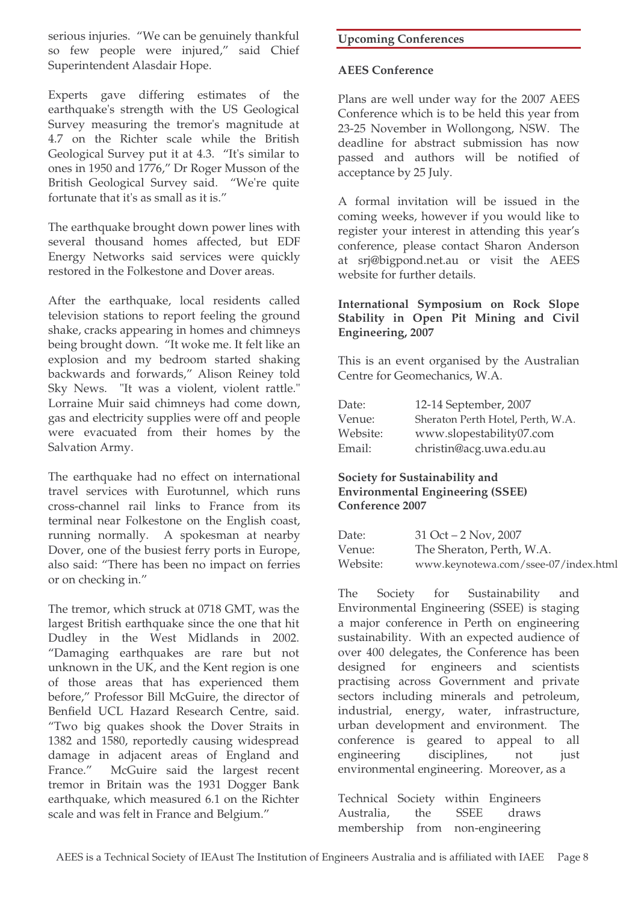serious injuries. "We can be genuinely thankful so few people were injured," said Chief Superintendent Alasdair Hope.

Experts gave differing estimates of the earthquake's strength with the US Geological Survey measuring the tremor's magnitude at 4.7 on the Richter scale while the British Geological Survey put it at 4.3. "It's similar to ones in 1950 and 1776," Dr Roger Musson of the British Geological Survey said. "We're quite fortunate that it's as small as it is."

The earthquake brought down power lines with several thousand homes affected, but EDF Energy Networks said services were quickly restored in the Folkestone and Dover areas.

After the earthquake, local residents called television stations to report feeling the ground shake, cracks appearing in homes and chimneys being brought down. "It woke me. It felt like an explosion and my bedroom started shaking backwards and forwards," Alison Reiney told Sky News. "It was a violent, violent rattle." Lorraine Muir said chimneys had come down, gas and electricity supplies were off and people were evacuated from their homes by the Salvation Army.

The earthquake had no effect on international travel services with Eurotunnel, which runs cross-channel rail links to France from its terminal near Folkestone on the English coast, running normally. A spokesman at nearby Dover, one of the busiest ferry ports in Europe, also said: "There has been no impact on ferries or on checking in."

The tremor, which struck at 0718 GMT, was the largest British earthquake since the one that hit Dudley in the West Midlands in 2002. "Damaging earthquakes are rare but not unknown in the UK, and the Kent region is one of those areas that has experienced them before," Professor Bill McGuire, the director of Benfield UCL Hazard Research Centre, said. "Two big quakes shook the Dover Straits in 1382 and 1580, reportedly causing widespread damage in adjacent areas of England and France." McGuire said the largest recent tremor in Britain was the 1931 Dogger Bank earthquake, which measured 6.1 on the Richter scale and was felt in France and Belgium."

## Upcoming Conferences

### AEES Conference

Plans are well under way for the 2007 AEES Conference which is to be held this year from 23-25 November in Wollongong, NSW. The deadline for abstract submission has now passed and authors will be notified of acceptance by 25 July.

A formal invitation will be issued in the coming weeks, however if you would like to register your interest in attending this year's conference, please contact Sharon Anderson at srj@bigpond.net.au or visit the AEES website for further details.

### International Symposium on Rock Slope Stability in Open Pit Mining and Civil Engineering, 2007

This is an event organised by the Australian Centre for Geomechanics, W.A.

| | |
|---|---|
| Date: | 12-14 September, 2007 |
| Venue: | Sheraton Perth Hotel, Perth, W.A. |
| Website: | www.slopestability07.com |
| Email: | christin@acg.uwa.edu.au |

### Society for Sustainability and Environmental Engineering (SSEE) Conference 2007

| | |
|---|---|
| Date: | 31 Oct – 2 Nov, 2007 |
| Venue: | The Sheraton, Perth, W.A. |
| Website: | www.keynotewa.com/ssee-07/index.html |

The Society for Sustainability and Environmental Engineering (SSEE) is staging a major conference in Perth on engineering sustainability. With an expected audience of over 400 delegates, the Conference has been designed for engineers and scientists practising across Government and private sectors including minerals and petroleum, industrial, energy, water, infrastructure, urban development and environment. The conference is geared to appeal to all engineering disciplines, not just environmental engineering. Moreover, as a

Technical Society within Engineers Australia, the SSEE draws membership from non-engineering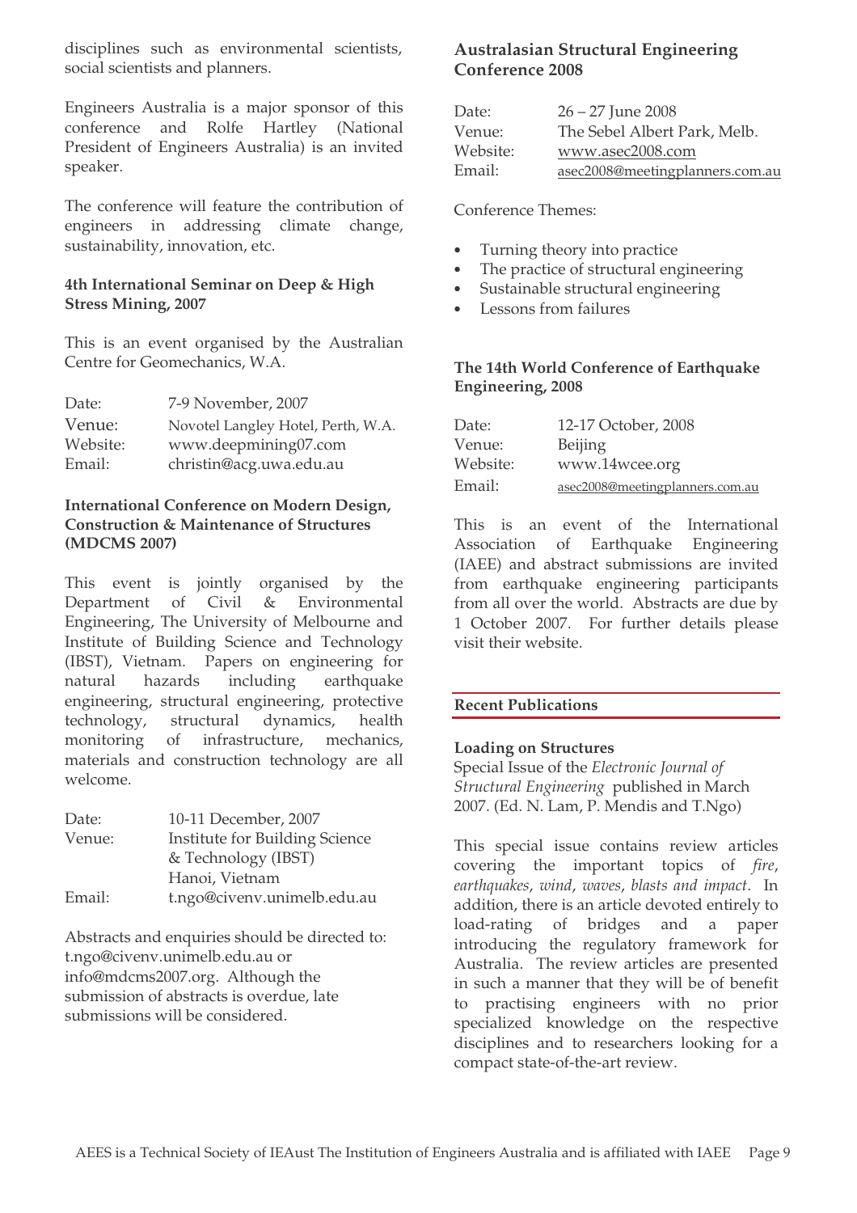disciplines such as environmental scientists, social scientists and planners.

Engineers Australia is a major sponsor of this conference and Rolfe Hartley (National President of Engineers Australia) is an invited speaker.

The conference will feature the contribution of engineers in addressing climate change, sustainability, innovation, etc.

### 4th International Seminar on Deep & High Stress Mining, 2007

This is an event organised by the Australian Centre for Geomechanics, W.A.

| | |
|---|---|
| Date: | 7-9 November, 2007 |
| Venue: | Novotel Langley Hotel, Perth, W.A. |
| Website: | www.deepmining07.com |
| Email: | christin@acg.uwa.edu.au |

### International Conference on Modern Design, Construction & Maintenance of Structures (MDCMS 2007)

This event is jointly organised by the Department of Civil & Environmental Engineering, The University of Melbourne and Institute of Building Science and Technology (IBST), Vietnam. Papers on engineering for natural hazards including earthquake engineering, structural engineering, protective technology, structural dynamics, health monitoring of infrastructure, mechanics, materials and construction technology are all welcome.

| | |
|---|---|
| Date: | 10-11 December, 2007 |
| Venue: | Institute for Building Science & Technology (IBST) Hanoi, Vietnam |
| Email: | t.ngo@civenv.unimelb.edu.au |

Abstracts and enquiries should be directed to: t.ngo@civenv.unimelb.edu.au or info@mdcms2007.org. Although the submission of abstracts is overdue, late submissions will be considered.

### Australasian Structural Engineering Conference 2008

| | |
|---|---|
| Date: | 26 – 27 June 2008 |
| Venue: | The Sebel Albert Park, Melb. |
| Website: | www.asec2008.com |
| Email: | asec2008@meetingplanners.com.au |

Conference Themes:

- Turning theory into practice
- The practice of structural engineering
- Sustainable structural engineering
- Lessons from failures

### The 14th World Conference of Earthquake Engineering, 2008

| | |
|---|---|
| Date: | 12-17 October, 2008 |
| Venue: | Beijing |
| Website: | www.14wcee.org |
| Email: | asec2008@meetingplanners.com.au |

This is an event of the International Association of Earthquake Engineering (IAEE) and abstract submissions are invited from earthquake engineering participants from all over the world. Abstracts are due by 1 October 2007. For further details please visit their website.

## Recent Publications

**Loading on Structures**
Special Issue of the *Electronic Journal of Structural Engineering* published in March 2007. (Ed. N. Lam, P. Mendis and T.Ngo)

This special issue contains review articles covering the important topics of *fire*, *earthquakes*, *wind*, *waves*, *blasts and impact*. In addition, there is an article devoted entirely to load-rating of bridges and a paper introducing the regulatory framework for Australia. The review articles are presented in such a manner that they will be of benefit to practising engineers with no prior specialized knowledge on the respective disciplines and to researchers looking for a compact state-of-the-art review.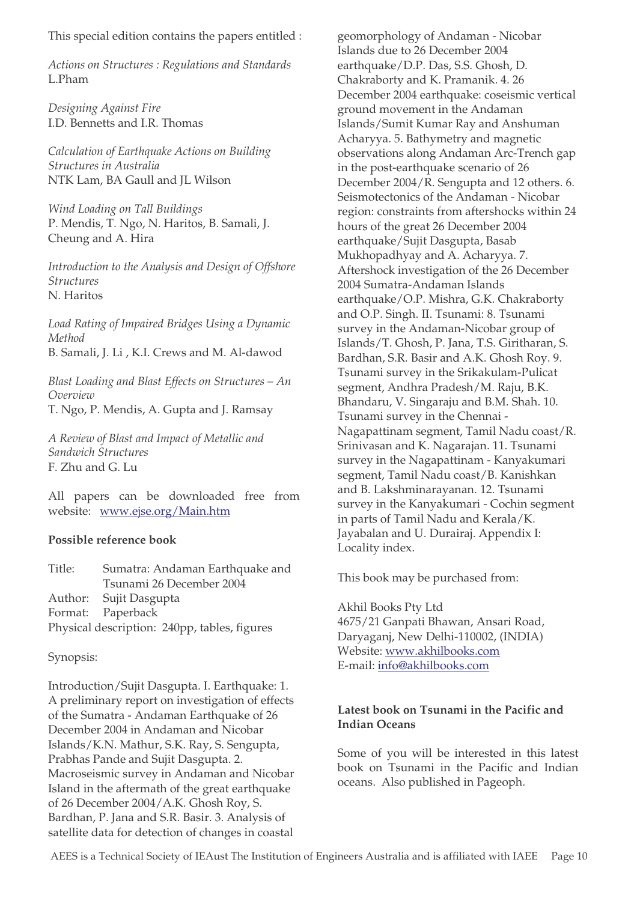This special edition contains the papers entitled :

*Actions on Structures : Regulations and Standards*
L.Pham

*Designing Against Fire*
I.D. Bennetts and I.R. Thomas

*Calculation of Earthquake Actions on Building Structures in Australia*
NTK Lam, BA Gaull and JL Wilson

*Wind Loading on Tall Buildings*
P. Mendis, T. Ngo, N. Haritos, B. Samali, J. Cheung and A. Hira

*Introduction to the Analysis and Design of Offshore Structures*
N. Haritos

*Load Rating of Impaired Bridges Using a Dynamic Method*
B. Samali, J. Li , K.I. Crews and M. Al-dawod

*Blast Loading and Blast Effects on Structures – An Overview*
T. Ngo, P. Mendis, A. Gupta and J. Ramsay

*A Review of Blast and Impact of Metallic and Sandwich Structures*
F. Zhu and G. Lu

All papers can be downloaded free from website: [www.ejse.org/Main.htm](www.ejse.org/Main.htm)

**Possible reference book**

Title: Sumatra: Andaman Earthquake and Tsunami 26 December 2004
Author: Sujit Dasgupta
Format: Paperback
Physical description: 240pp, tables, figures

Synopsis:

Introduction/Sujit Dasgupta. I. Earthquake: 1. A preliminary report on investigation of effects of the Sumatra - Andaman Earthquake of 26 December 2004 in Andaman and Nicobar Islands/K.N. Mathur, S.K. Ray, S. Sengupta, Prabhas Pande and Sujit Dasgupta. 2. Macroseismic survey in Andaman and Nicobar Island in the aftermath of the great earthquake of 26 December 2004/A.K. Ghosh Roy, S. Bardhan, P. Jana and S.R. Basir. 3. Analysis of satellite data for detection of changes in coastal geomorphology of Andaman - Nicobar Islands due to 26 December 2004 earthquake/D.P. Das, S.S. Ghosh, D. Chakraborty and K. Pramanik. 4. 26 December 2004 earthquake: coseismic vertical ground movement in the Andaman Islands/Sumit Kumar Ray and Anshuman Acharyya. 5. Bathymetry and magnetic observations along Andaman Arc-Trench gap in the post-earthquake scenario of 26 December 2004/R. Sengupta and 12 others. 6. Seismotectonics of the Andaman - Nicobar region: constraints from aftershocks within 24 hours of the great 26 December 2004 earthquake/Sujit Dasgupta, Basab Mukhopadhyay and A. Acharyya. 7. Aftershock investigation of the 26 December 2004 Sumatra-Andaman Islands earthquake/O.P. Mishra, G.K. Chakraborty and O.P. Singh. II. Tsunami: 8. Tsunami survey in the Andaman-Nicobar group of Islands/T. Ghosh, P. Jana, T.S. Giritharan, S. Bardhan, S.R. Basir and A.K. Ghosh Roy. 9. Tsunami survey in the Srikakulam-Pulicat segment, Andhra Pradesh/M. Raju, B.K. Bhandaru, V. Singaraju and B.M. Shah. 10. Tsunami survey in the Chennai - Nagapattinam segment, Tamil Nadu coast/R. Srinivasan and K. Nagarajan. 11. Tsunami survey in the Nagapattinam - Kanyakumari segment, Tamil Nadu coast/B. Kanishkan and B. Lakshminarayanan. 12. Tsunami survey in the Kanyakumari - Cochin segment in parts of Tamil Nadu and Kerala/K. Jayabalan and U. Durairaj. Appendix I: Locality index.

This book may be purchased from:

Akhil Books Pty Ltd
4675/21 Ganpati Bhawan, Ansari Road, Daryaganj, New Delhi-110002, (INDIA)
Website: [www.akhilbooks.com](www.akhilbooks.com)
E-mail: [info@akhilbooks.com](mailto:info@akhilbooks.com)

**Latest book on Tsunami in the Pacific and Indian Oceans**

Some of you will be interested in this latest book on Tsunami in the Pacific and Indian oceans. Also published in Pageoph.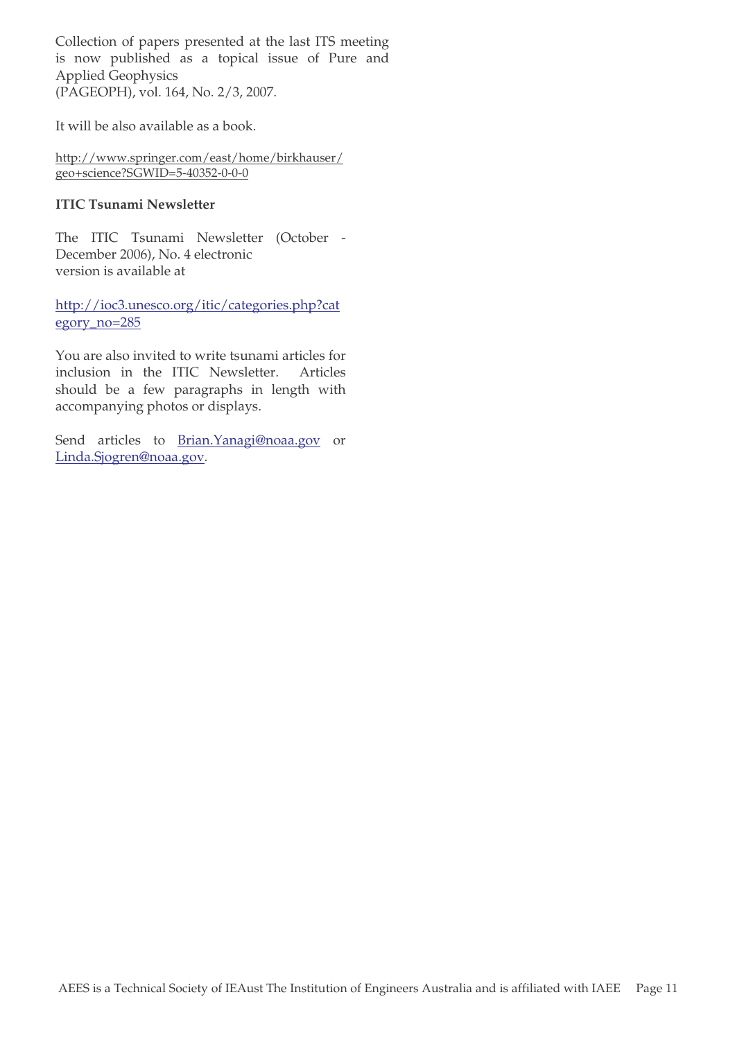Collection of papers presented at the last ITS meeting is now published as a topical issue of Pure and Applied Geophysics (PAGEOPH), vol. 164, No. 2/3, 2007.

It will be also available as a book.

http://www.springer.com/east/home/birkhauser/geo+science?SGWID=5-40352-0-0-0

**ITIC Tsunami Newsletter**

The ITIC Tsunami Newsletter (October - December 2006), No. 4 electronic version is available at

http://ioc3.unesco.org/itic/categories.php?category_no=285

You are also invited to write tsunami articles for inclusion in the ITIC Newsletter. Articles should be a few paragraphs in length with accompanying photos or displays.

Send articles to Brian.Yanagi@noaa.gov or Linda.Sjogren@noaa.gov.